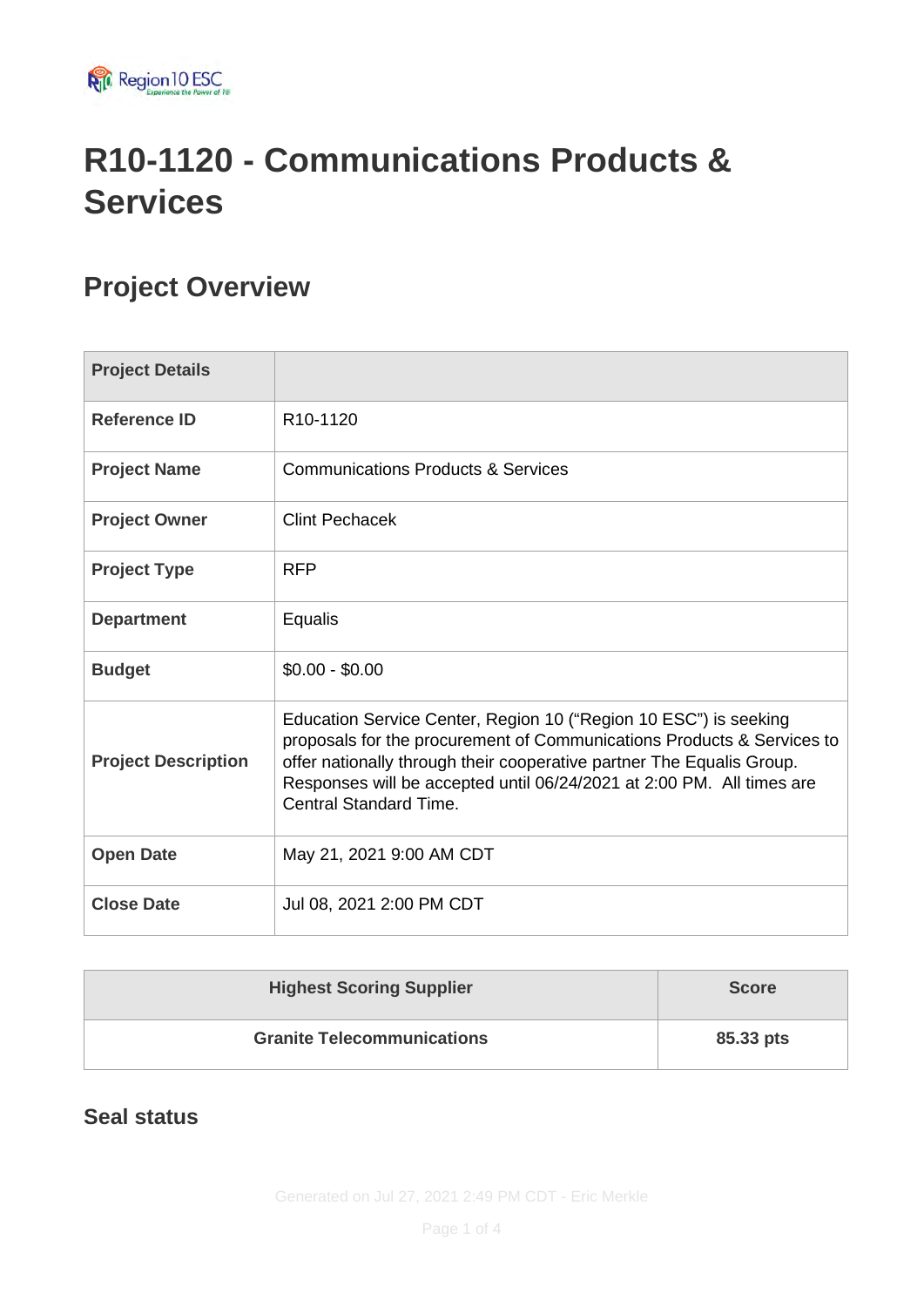# R10-1120 - Communications Products & Services

## Project Overview

| Project Details | |
|---|---|
| **Reference ID** | R10-1120 |
| **Project Name** | Communications Products & Services |
| **Project Owner** | Clint Pechacek |
| **Project Type** | RFP |
| **Department** | Equalis |
| **Budget** | $0.00 - $0.00 |
| **Project Description** | Education Service Center, Region 10 ("Region 10 ESC") is seeking proposals for the procurement of Communications Products & Services to offer nationally through their cooperative partner The Equalis Group. Responses will be accepted until 06/24/2021 at 2:00 PM. All times are Central Standard Time. |
| **Open Date** | May 21, 2021 9:00 AM CDT |
| **Close Date** | Jul 08, 2021 2:00 PM CDT |

| Highest Scoring Supplier | Score |
|---|---|
| **Granite Telecommunications** | **85.33 pts** |

### Seal status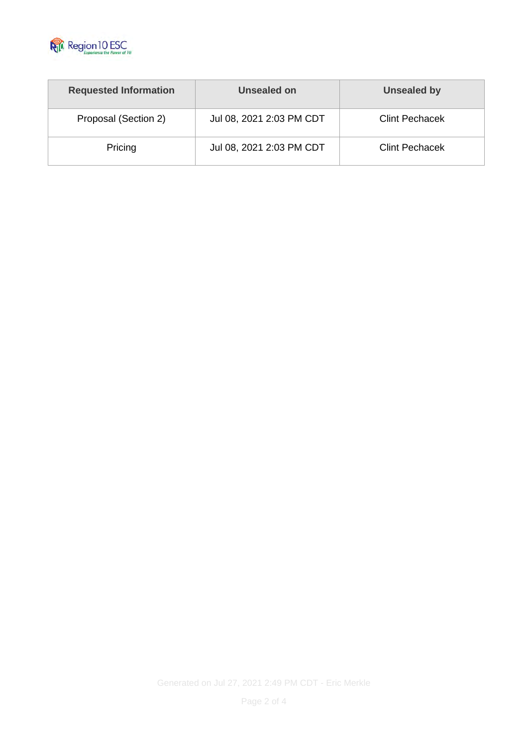| Requested Information | Unsealed on | Unsealed by |
| --- | --- | --- |
| Proposal (Section 2) | Jul 08, 2021 2:03 PM CDT | Clint Pechacek |
| Pricing | Jul 08, 2021 2:03 PM CDT | Clint Pechacek |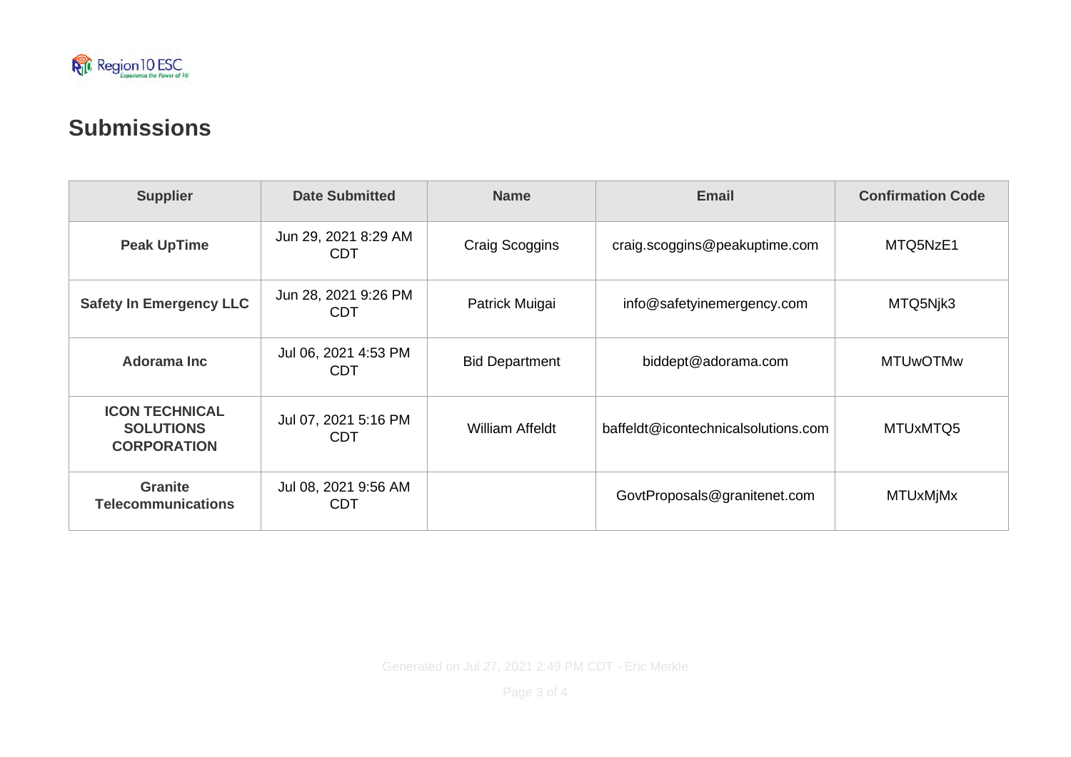## Submissions

| Supplier | Date Submitted | Name | Email | Confirmation Code |
| --- | --- | --- | --- | --- |
| **Peak UpTime** | Jun 29, 2021 8:29 AM CDT | Craig Scoggins | craig.scoggins@peakuptime.com | MTQ5NzE1 |
| **Safety In Emergency LLC** | Jun 28, 2021 9:26 PM CDT | Patrick Muigai | info@safetyinemergency.com | MTQ5Njk3 |
| **Adorama Inc** | Jul 06, 2021 4:53 PM CDT | Bid Department | biddept@adorama.com | MTUwOTMw |
| **ICON TECHNICAL SOLUTIONS CORPORATION** | Jul 07, 2021 5:16 PM CDT | William Affeldt | baffeldt@icontechnicalsolutions.com | MTUxMTQ5 |
| **Granite Telecommunications** | Jul 08, 2021 9:56 AM CDT | | GovtProposals@granitenet.com | MTUxMjMx |

Generated on Jul 27, 2021 2:49 PM CDT - Eric Merkle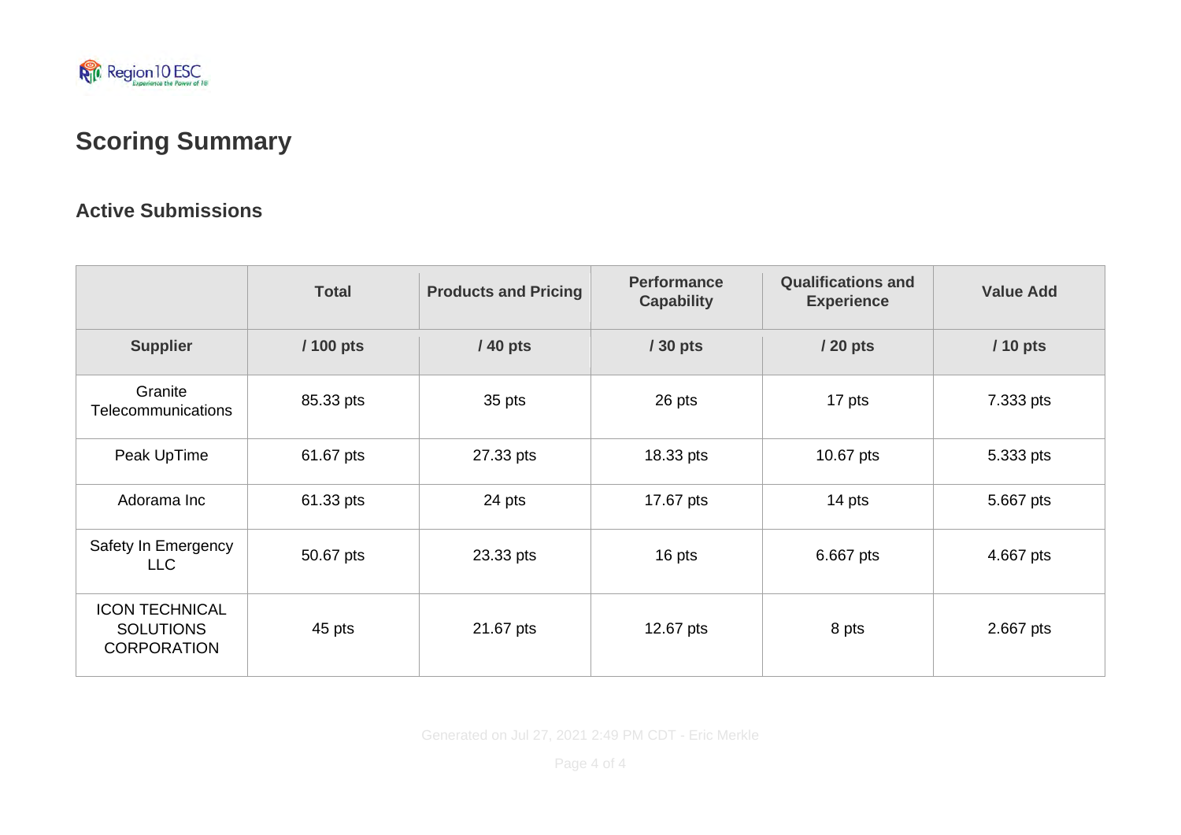## Scoring Summary

### Active Submissions

| | Total | Products and Pricing | Performance Capability | Qualifications and Experience | Value Add |
|---|---|---|---|---|---|
| **Supplier** | **/ 100 pts** | **/ 40 pts** | **/ 30 pts** | **/ 20 pts** | **/ 10 pts** |
| Granite Telecommunications | 85.33 pts | 35 pts | 26 pts | 17 pts | 7.333 pts |
| Peak UpTime | 61.67 pts | 27.33 pts | 18.33 pts | 10.67 pts | 5.333 pts |
| Adorama Inc | 61.33 pts | 24 pts | 17.67 pts | 14 pts | 5.667 pts |
| Safety In Emergency LLC | 50.67 pts | 23.33 pts | 16 pts | 6.667 pts | 4.667 pts |
| ICON TECHNICAL SOLUTIONS CORPORATION | 45 pts | 21.67 pts | 12.67 pts | 8 pts | 2.667 pts |